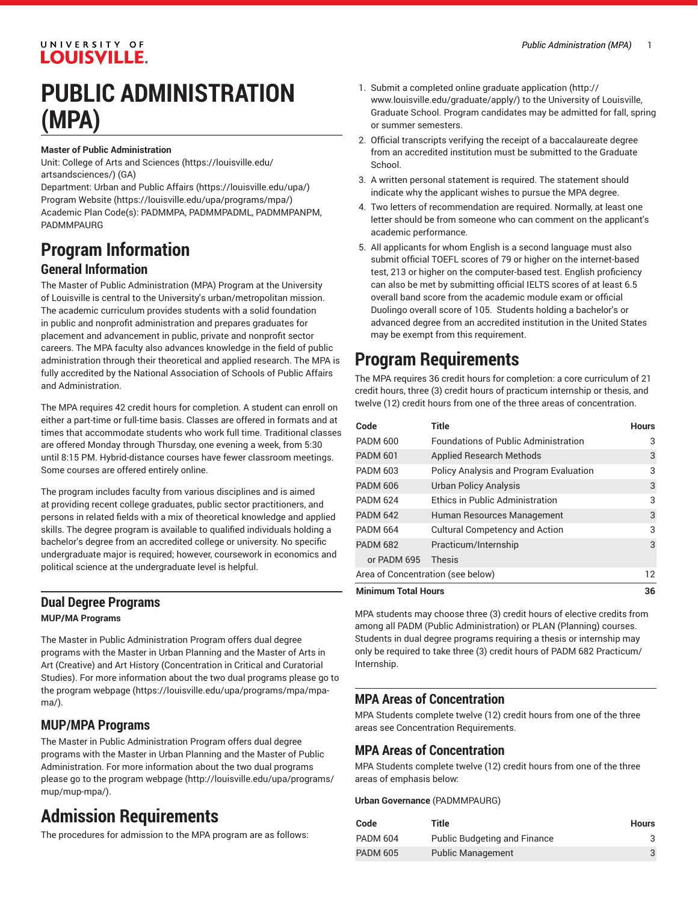# PUBLIC ADMINISTRATION (MPA)

**Master of Public Administration**

Unit: College of Arts and Sciences (https://louisville.edu/artsandsciences/) (GA)
Department: Urban and Public Affairs (https://louisville.edu/upa/)
Program Website (https://louisville.edu/upa/programs/mpa/)
Academic Plan Code(s): PADMMPA, PADMMPADML, PADMMPANPM, PADMMPAURG

## Program Information

### General Information

The Master of Public Administration (MPA) Program at the University of Louisville is central to the University's urban/metropolitan mission. The academic curriculum provides students with a solid foundation in public and nonprofit administration and prepares graduates for placement and advancement in public, private and nonprofit sector careers. The MPA faculty also advances knowledge in the field of public administration through their theoretical and applied research. The MPA is fully accredited by the National Association of Schools of Public Affairs and Administration.

The MPA requires 42 credit hours for completion. A student can enroll on either a part-time or full-time basis. Classes are offered in formats and at times that accommodate students who work full time. Traditional classes are offered Monday through Thursday, one evening a week, from 5:30 until 8:15 PM. Hybrid-distance courses have fewer classroom meetings. Some courses are offered entirely online.

The program includes faculty from various disciplines and is aimed at providing recent college graduates, public sector practitioners, and persons in related fields with a mix of theoretical knowledge and applied skills. The degree program is available to qualified individuals holding a bachelor's degree from an accredited college or university. No specific undergraduate major is required; however, coursework in economics and political science at the undergraduate level is helpful.

### Dual Degree Programs

**MUP/MA Programs**

The Master in Public Administration Program offers dual degree programs with the Master in Urban Planning and the Master of Arts in Art (Creative) and Art History (Concentration in Critical and Curatorial Studies). For more information about the two dual programs please go to the program webpage (https://louisville.edu/upa/programs/mpa/mpa-ma/).

### MUP/MPA Programs

The Master in Public Administration Program offers dual degree programs with the Master in Urban Planning and the Master of Public Administration. For more information about the two dual programs please go to the program webpage (http://louisville.edu/upa/programs/mup/mup-mpa/).

## Admission Requirements

The procedures for admission to the MPA program are as follows:

1. Submit a completed online graduate application (http://www.louisville.edu/graduate/apply/) to the University of Louisville, Graduate School. Program candidates may be admitted for fall, spring or summer semesters.
2. Official transcripts verifying the receipt of a baccalaureate degree from an accredited institution must be submitted to the Graduate School.
3. A written personal statement is required. The statement should indicate why the applicant wishes to pursue the MPA degree.
4. Two letters of recommendation are required. Normally, at least one letter should be from someone who can comment on the applicant's academic performance.
5. All applicants for whom English is a second language must also submit official TOEFL scores of 79 or higher on the internet-based test, 213 or higher on the computer-based test. English proficiency can also be met by submitting official IELTS scores of at least 6.5 overall band score from the academic module exam or official Duolingo overall score of 105. Students holding a bachelor's or advanced degree from an accredited institution in the United States may be exempt from this requirement.

## Program Requirements

The MPA requires 36 credit hours for completion: a core curriculum of 21 credit hours, three (3) credit hours of practicum internship or thesis, and twelve (12) credit hours from one of the three areas of concentration.

| Code | Title | Hours |
|---|---|---|
| PADM 600 | Foundations of Public Administration | 3 |
| PADM 601 | Applied Research Methods | 3 |
| PADM 603 | Policy Analysis and Program Evaluation | 3 |
| PADM 606 | Urban Policy Analysis | 3 |
| PADM 624 | Ethics in Public Administration | 3 |
| PADM 642 | Human Resources Management | 3 |
| PADM 664 | Cultural Competency and Action | 3 |
| PADM 682 | Practicum/Internship | 3 |
| or PADM 695 | Thesis | |
| Area of Concentration (see below) | | 12 |
| **Minimum Total Hours** | | **36** |

MPA students may choose three (3) credit hours of elective credits from among all PADM (Public Administration) or PLAN (Planning) courses. Students in dual degree programs requiring a thesis or internship may only be required to take three (3) credit hours of PADM 682 Practicum/Internship.

### MPA Areas of Concentration

MPA Students complete twelve (12) credit hours from one of the three areas see Concentration Requirements.

### MPA Areas of Concentration

MPA Students complete twelve (12) credit hours from one of the three areas of emphasis below:

**Urban Governance** (PADMMPAURG)

| Code | Title | Hours |
|---|---|---|
| PADM 604 | Public Budgeting and Finance | 3 |
| PADM 605 | Public Management | 3 |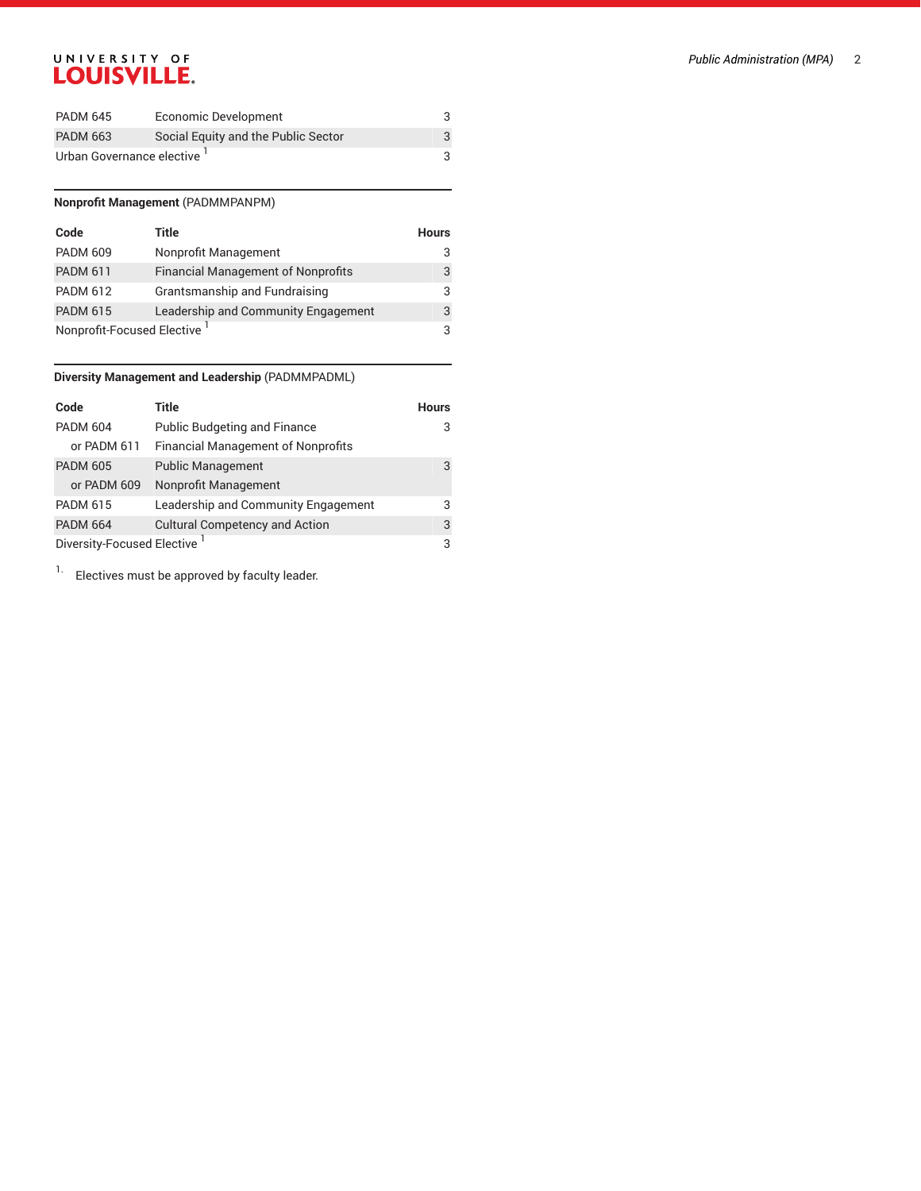| | | |
|---|---|---|
| PADM 645 | Economic Development | 3 |
| PADM 663 | Social Equity and the Public Sector | 3 |
| Urban Governance elective [1] | | 3 |

**Nonprofit Management** (PADMMPANPM)

| Code | Title | Hours |
|---|---|---|
| PADM 609 | Nonprofit Management | 3 |
| PADM 611 | Financial Management of Nonprofits | 3 |
| PADM 612 | Grantsmanship and Fundraising | 3 |
| PADM 615 | Leadership and Community Engagement | 3 |
| Nonprofit-Focused Elective [1] | | 3 |

**Diversity Management and Leadership** (PADMMPADML)

| Code | Title | Hours |
|---|---|---|
| PADM 604 | Public Budgeting and Finance | 3 |
| or PADM 611 | Financial Management of Nonprofits | |
| PADM 605 | Public Management | 3 |
| or PADM 609 | Nonprofit Management | |
| PADM 615 | Leadership and Community Engagement | 3 |
| PADM 664 | Cultural Competency and Action | 3 |
| Diversity-Focused Elective [1] | | 3 |

1. Electives must be approved by faculty leader.